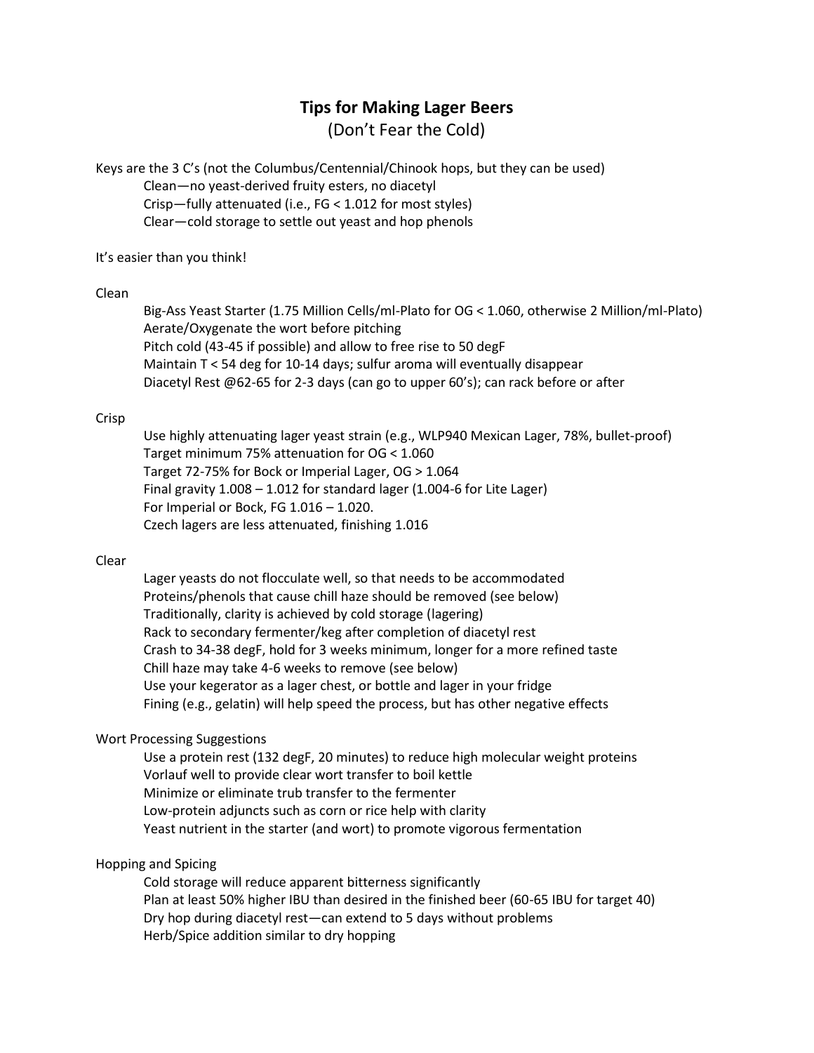# Tips for Making Lager Beers

(Don't Fear the Cold)

Keys are the 3 C's (not the Columbus/Centennial/Chinook hops, but they can be used)

- Clean—no yeast-derived fruity esters, no diacetyl
- Crisp—fully attenuated (i.e., FG < 1.012 for most styles)
- Clear—cold storage to settle out yeast and hop phenols

It's easier than you think!

## Clean

- Big-Ass Yeast Starter (1.75 Million Cells/ml-Plato for OG < 1.060, otherwise 2 Million/ml-Plato)
- Aerate/Oxygenate the wort before pitching
- Pitch cold (43-45 if possible) and allow to free rise to 50 degF
- Maintain T < 54 deg for 10-14 days; sulfur aroma will eventually disappear
- Diacetyl Rest @62-65 for 2-3 days (can go to upper 60's); can rack before or after

## Crisp

- Use highly attenuating lager yeast strain (e.g., WLP940 Mexican Lager, 78%, bullet-proof)
- Target minimum 75% attenuation for OG < 1.060
- Target 72-75% for Bock or Imperial Lager, OG > 1.064
- Final gravity 1.008 – 1.012 for standard lager (1.004-6 for Lite Lager)
- For Imperial or Bock, FG 1.016 – 1.020.
- Czech lagers are less attenuated, finishing 1.016

## Clear

- Lager yeasts do not flocculate well, so that needs to be accommodated
- Proteins/phenols that cause chill haze should be removed (see below)
- Traditionally, clarity is achieved by cold storage (lagering)
- Rack to secondary fermenter/keg after completion of diacetyl rest
- Crash to 34-38 degF, hold for 3 weeks minimum, longer for a more refined taste
- Chill haze may take 4-6 weeks to remove (see below)
- Use your kegerator as a lager chest, or bottle and lager in your fridge
- Fining (e.g., gelatin) will help speed the process, but has other negative effects

## Wort Processing Suggestions

- Use a protein rest (132 degF, 20 minutes) to reduce high molecular weight proteins
- Vorlauf well to provide clear wort transfer to boil kettle
- Minimize or eliminate trub transfer to the fermenter
- Low-protein adjuncts such as corn or rice help with clarity
- Yeast nutrient in the starter (and wort) to promote vigorous fermentation

## Hopping and Spicing

- Cold storage will reduce apparent bitterness significantly
- Plan at least 50% higher IBU than desired in the finished beer (60-65 IBU for target 40)
- Dry hop during diacetyl rest—can extend to 5 days without problems
- Herb/Spice addition similar to dry hopping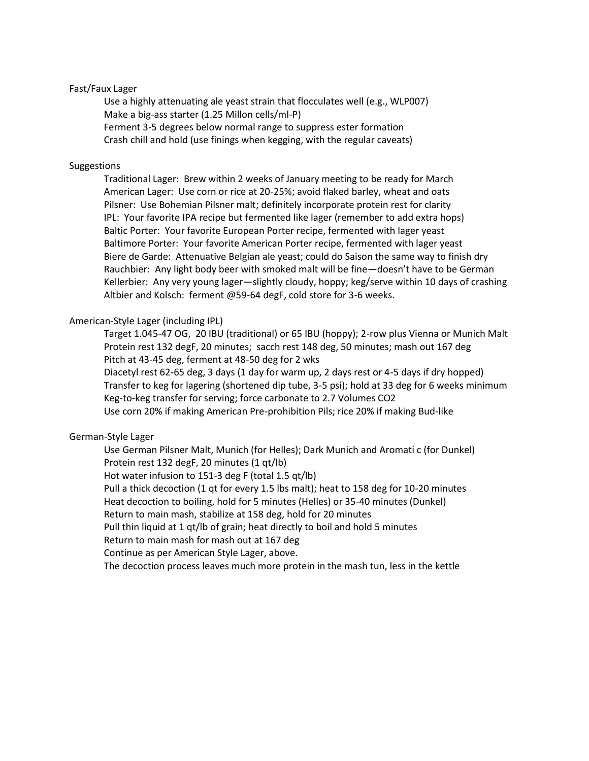## Fast/Faux Lager

- Use a highly attenuating ale yeast strain that flocculates well (e.g., WLP007)
- Make a big-ass starter (1.25 Millon cells/ml-P)
- Ferment 3-5 degrees below normal range to suppress ester formation
- Crash chill and hold (use finings when kegging, with the regular caveats)

## Suggestions

- Traditional Lager: Brew within 2 weeks of January meeting to be ready for March
- American Lager: Use corn or rice at 20-25%; avoid flaked barley, wheat and oats
- Pilsner: Use Bohemian Pilsner malt; definitely incorporate protein rest for clarity
- IPL: Your favorite IPA recipe but fermented like lager (remember to add extra hops)
- Baltic Porter: Your favorite European Porter recipe, fermented with lager yeast
- Baltimore Porter: Your favorite American Porter recipe, fermented with lager yeast
- Biere de Garde: Attenuative Belgian ale yeast; could do Saison the same way to finish dry
- Rauchbier: Any light body beer with smoked malt will be fine—doesn't have to be German
- Kellerbier: Any very young lager—slightly cloudy, hoppy; keg/serve within 10 days of crashing
- Altbier and Kolsch: ferment @59-64 degF, cold store for 3-6 weeks.

## American-Style Lager (including IPL)

- Target 1.045-47 OG, 20 IBU (traditional) or 65 IBU (hoppy); 2-row plus Vienna or Munich Malt
- Protein rest 132 degF, 20 minutes; sacch rest 148 deg, 50 minutes; mash out 167 deg
- Pitch at 43-45 deg, ferment at 48-50 deg for 2 wks
- Diacetyl rest 62-65 deg, 3 days (1 day for warm up, 2 days rest or 4-5 days if dry hopped)
- Transfer to keg for lagering (shortened dip tube, 3-5 psi); hold at 33 deg for 6 weeks minimum
- Keg-to-keg transfer for serving; force carbonate to 2.7 Volumes $CO_2$
- Use corn 20% if making American Pre-prohibition Pils; rice 20% if making Bud-like

## German-Style Lager

- Use German Pilsner Malt, Munich (for Helles); Dark Munich and Aromati c (for Dunkel)
- Protein rest 132 degF, 20 minutes (1 qt/lb)
- Hot water infusion to 151-3 deg F (total 1.5 qt/lb)
- Pull a thick decoction (1 qt for every 1.5 lbs malt); heat to 158 deg for 10-20 minutes
- Heat decoction to boiling, hold for 5 minutes (Helles) or 35-40 minutes (Dunkel)
- Return to main mash, stabilize at 158 deg, hold for 20 minutes
- Pull thin liquid at 1 qt/lb of grain; heat directly to boil and hold 5 minutes
- Return to main mash for mash out at 167 deg
- Continue as per American Style Lager, above.
- The decoction process leaves much more protein in the mash tun, less in the kettle